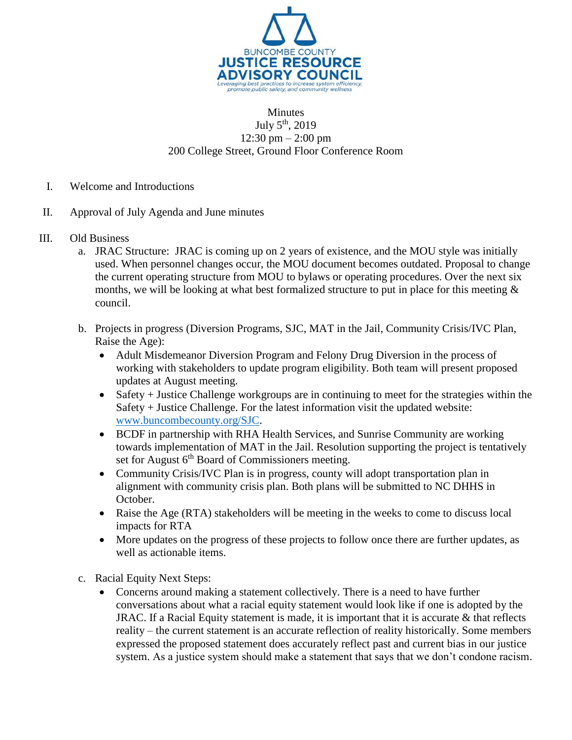BUNCOMBE COUNTY
**JUSTICE RESOURCE ADVISORY COUNCIL**
*Leveraging best practices to increase system efficiency, promote public safety, and community wellness*

Minutes
July 5th, 2019
12:30 pm – 2:00 pm
200 College Street, Ground Floor Conference Room

I. Welcome and Introductions

II. Approval of July Agenda and June minutes

III. Old Business

   a. JRAC Structure: JRAC is coming up on 2 years of existence, and the MOU style was initially used. When personnel changes occur, the MOU document becomes outdated. Proposal to change the current operating structure from MOU to bylaws or operating procedures. Over the next six months, we will be looking at what best formalized structure to put in place for this meeting & council.

   b. Projects in progress (Diversion Programs, SJC, MAT in the Jail, Community Crisis/IVC Plan, Raise the Age):
      - Adult Misdemeanor Diversion Program and Felony Drug Diversion in the process of working with stakeholders to update program eligibility. Both team will present proposed updates at August meeting.
      - Safety + Justice Challenge workgroups are in continuing to meet for the strategies within the Safety + Justice Challenge. For the latest information visit the updated website: [www.buncombecounty.org/SJC](www.buncombecounty.org/SJC).
      - BCDF in partnership with RHA Health Services, and Sunrise Community are working towards implementation of MAT in the Jail. Resolution supporting the project is tentatively set for August 6th Board of Commissioners meeting.
      - Community Crisis/IVC Plan is in progress, county will adopt transportation plan in alignment with community crisis plan. Both plans will be submitted to NC DHHS in October.
      - Raise the Age (RTA) stakeholders will be meeting in the weeks to come to discuss local impacts for RTA
      - More updates on the progress of these projects to follow once there are further updates, as well as actionable items.

   c. Racial Equity Next Steps:
      - Concerns around making a statement collectively. There is a need to have further conversations about what a racial equity statement would look like if one is adopted by the JRAC. If a Racial Equity statement is made, it is important that it is accurate & that reflects reality – the current statement is an accurate reflection of reality historically. Some members expressed the proposed statement does accurately reflect past and current bias in our justice system. As a justice system should make a statement that says that we don't condone racism.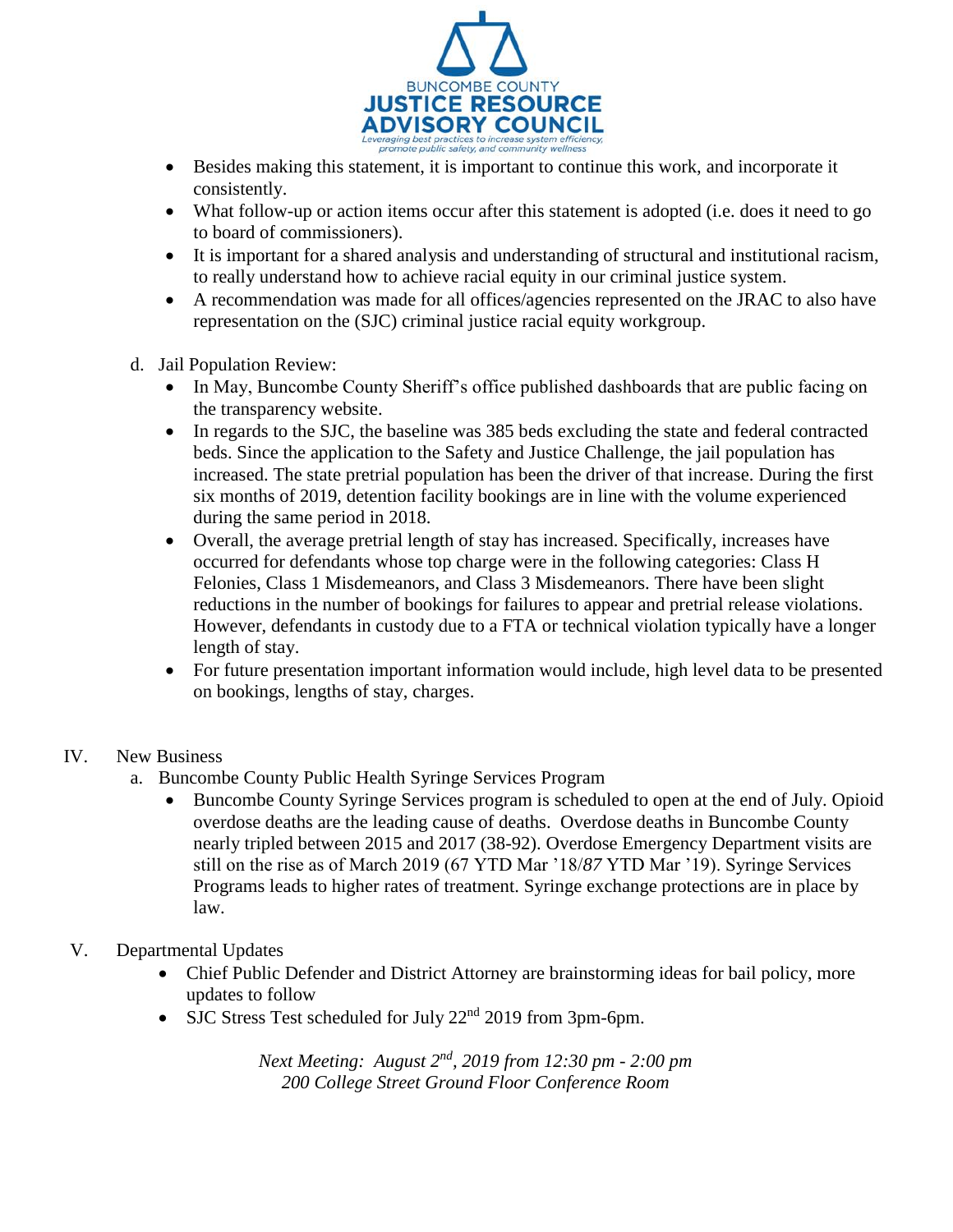- Besides making this statement, it is important to continue this work, and incorporate it consistently.
- What follow-up or action items occur after this statement is adopted (i.e. does it need to go to board of commissioners).
- It is important for a shared analysis and understanding of structural and institutional racism, to really understand how to achieve racial equity in our criminal justice system.
- A recommendation was made for all offices/agencies represented on the JRAC to also have representation on the (SJC) criminal justice racial equity workgroup.

d. Jail Population Review:

- In May, Buncombe County Sheriff's office published dashboards that are public facing on the transparency website.
- In regards to the SJC, the baseline was 385 beds excluding the state and federal contracted beds. Since the application to the Safety and Justice Challenge, the jail population has increased. The state pretrial population has been the driver of that increase. During the first six months of 2019, detention facility bookings are in line with the volume experienced during the same period in 2018.
- Overall, the average pretrial length of stay has increased. Specifically, increases have occurred for defendants whose top charge were in the following categories: Class H Felonies, Class 1 Misdemeanors, and Class 3 Misdemeanors. There have been slight reductions in the number of bookings for failures to appear and pretrial release violations. However, defendants in custody due to a FTA or technical violation typically have a longer length of stay.
- For future presentation important information would include, high level data to be presented on bookings, lengths of stay, charges.

IV. New Business

a. Buncombe County Public Health Syringe Services Program

- Buncombe County Syringe Services program is scheduled to open at the end of July. Opioid overdose deaths are the leading cause of deaths. Overdose deaths in Buncombe County nearly tripled between 2015 and 2017 (38-92). Overdose Emergency Department visits are still on the rise as of March 2019 (67 YTD Mar '18/*87* YTD Mar '19). Syringe Services Programs leads to higher rates of treatment. Syringe exchange protections are in place by law.

V. Departmental Updates

- Chief Public Defender and District Attorney are brainstorming ideas for bail policy, more updates to follow
- SJC Stress Test scheduled for July 22nd 2019 from 3pm-6pm.

*Next Meeting: August 2nd, 2019 from 12:30 pm - 2:00 pm*
*200 College Street Ground Floor Conference Room*